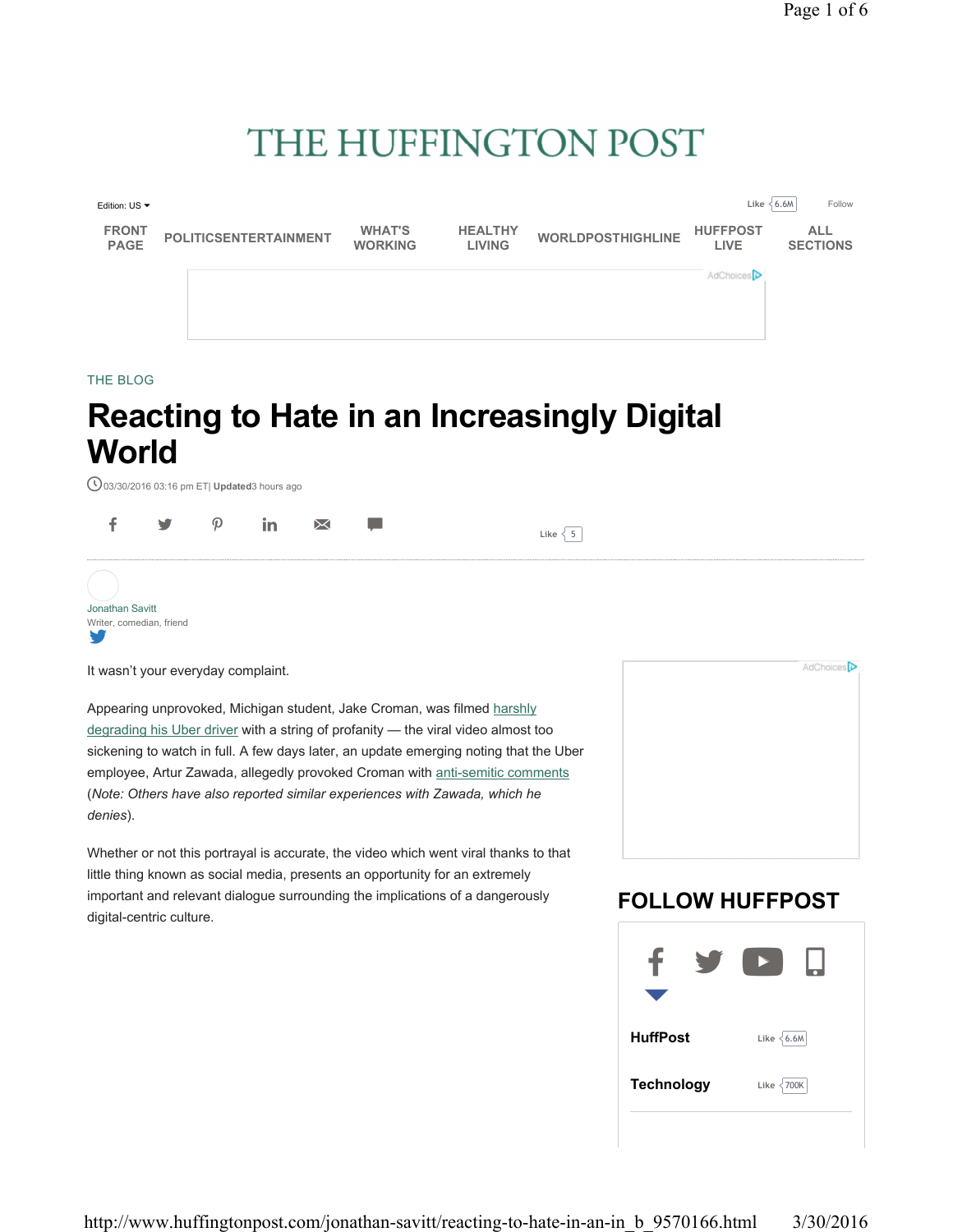# THE HUFFINGTON POST

Edition: US

FRONT PAGE | POLITICS | ENTERTAINMENT | WHAT'S WORKING | HEALTHY LIVING | WORLDPOST | HIGHLINE | HUFFPOST LIVE | ALL SECTIONS

THE BLOG

# Reacting to Hate in an Increasingly Digital World

03/30/2016 03:16 pm ET | **Updated** 3 hours ago

Jonathan Savitt

Writer, comedian, friend

It wasn't your everyday complaint.

Appearing unprovoked, Michigan student, Jake Croman, was filmed harshly degrading his Uber driver with a string of profanity — the viral video almost too sickening to watch in full. A few days later, an update emerging noting that the Uber employee, Artur Zawada, allegedly provoked Croman with anti-semitic comments (*Note: Others have also reported similar experiences with Zawada, which he denies*).

Whether or not this portrayal is accurate, the video which went viral thanks to that little thing known as social media, presents an opportunity for an extremely important and relevant dialogue surrounding the implications of a dangerously digital-centric culture.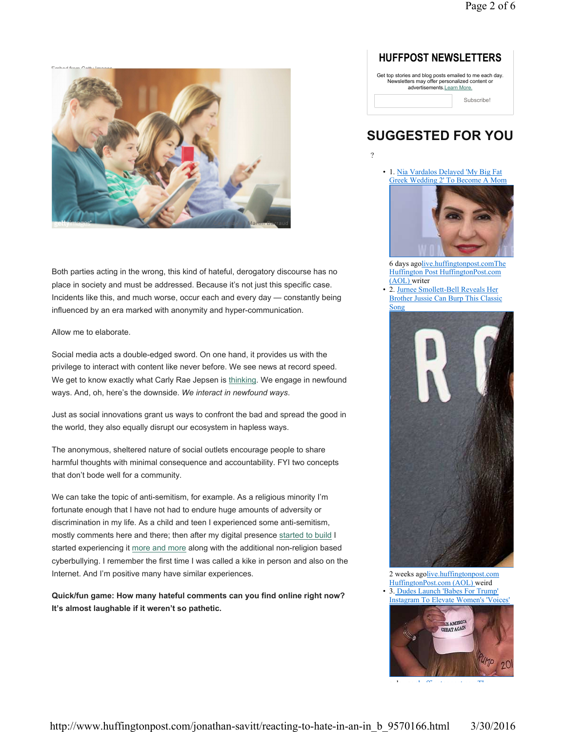Embed from Getty Images

Both parties acting in the wrong, this kind of hateful, derogatory discourse has no place in society and must be addressed. Because it's not just this specific case. Incidents like this, and much worse, occur each and every day — constantly being influenced by an era marked with anonymity and hyper-communication.

Allow me to elaborate.

Social media acts a double-edged sword. On one hand, it provides us with the privilege to interact with content like never before. We see news at record speed. We get to know exactly what Carly Rae Jepsen is thinking. We engage in newfound ways. And, oh, here's the downside. *We interact in newfound ways*.

Just as social innovations grant us ways to confront the bad and spread the good in the world, they also equally disrupt our ecosystem in hapless ways.

The anonymous, sheltered nature of social outlets encourage people to share harmful thoughts with minimal consequence and accountability. FYI two concepts that don't bode well for a community.

We can take the topic of anti-semitism, for example. As a religious minority I'm fortunate enough that I have not had to endure huge amounts of adversity or discrimination in my life. As a child and teen I experienced some anti-semitism, mostly comments here and there; then after my digital presence started to build I started experiencing it more and more along with the additional non-religion based cyberbullying. I remember the first time I was called a kike in person and also on the Internet. And I'm positive many have similar experiences.

**Quick/fun game: How many hateful comments can you find online right now? It's almost laughable if it weren't so pathetic.**

## HUFFPOST NEWSLETTERS

Get top stories and blog posts emailed to me each day. Newsletters may offer personalized content or advertisements. Learn More.

Subscribe!

## SUGGESTED FOR YOU

?

- 1. Nia Vardalos Delayed 'My Big Fat Greek Wedding 2' To Become A Mom

  6 days ago live.huffingtonpost.com The Huffington Post HuffingtonPost.com (AOL) writer
- 2. Jurnee Smollett-Bell Reveals Her Brother Jussie Can Burp This Classic Song

  2 weeks ago live.huffingtonpost.com HuffingtonPost.com (AOL) weird
- 3. Dudes Launch 'Babes For Trump' Instagram To Elevate Women's 'Voices'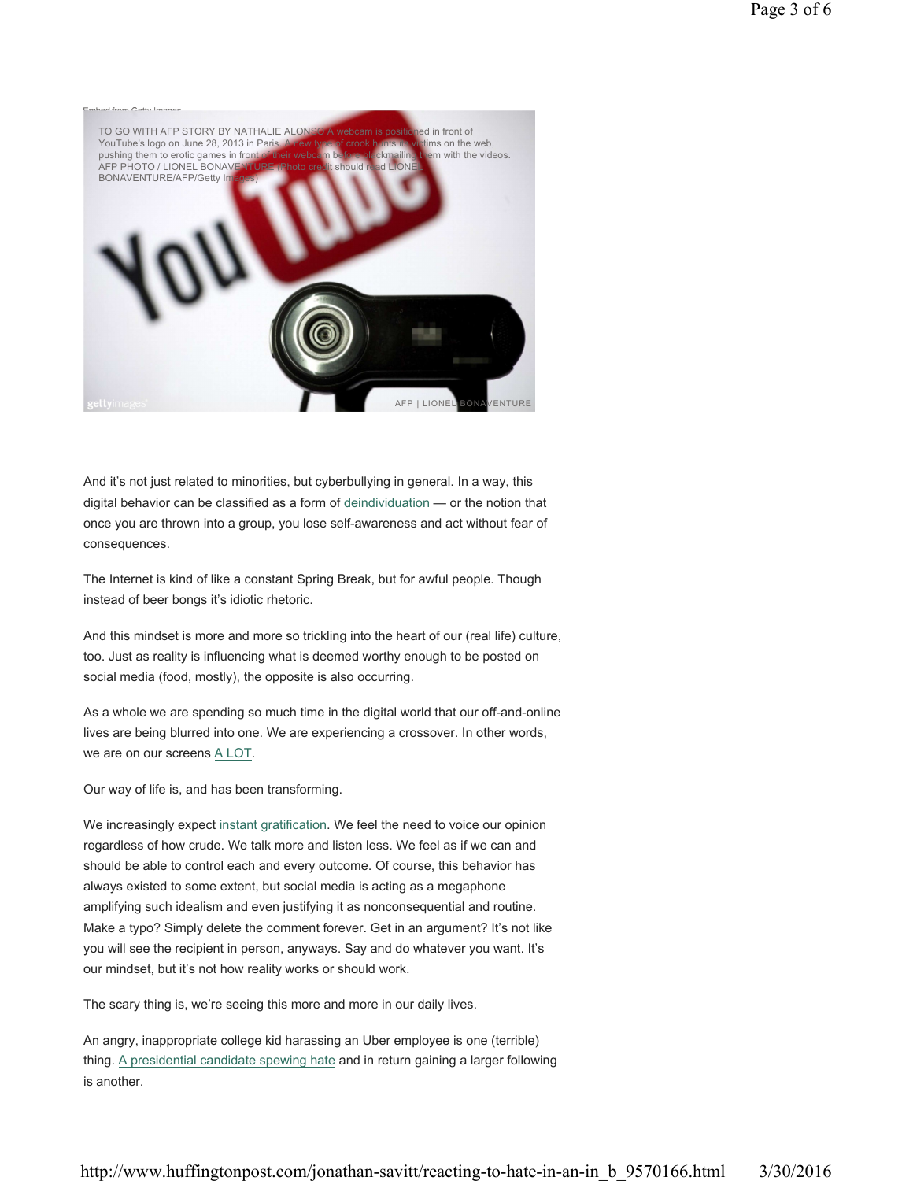Embed from Getty Images

TO GO WITH AFP STORY BY NATHALIE ALONSO A webcam is positioned in front of YouTube's logo on June 28, 2013 in Paris. A new type of crook hunts its victims on the web, pushing them to erotic games in front of their webcam before blackmailing them with the videos. AFP PHOTO / LIONEL BONAVENTURE (Photo credit should read LIONEL BONAVENTURE/AFP/Getty Images)

AFP | LIONEL BONAVENTURE

And it's not just related to minorities, but cyberbullying in general. In a way, this digital behavior can be classified as a form of deindividuation — or the notion that once you are thrown into a group, you lose self-awareness and act without fear of consequences.

The Internet is kind of like a constant Spring Break, but for awful people. Though instead of beer bongs it's idiotic rhetoric.

And this mindset is more and more so trickling into the heart of our (real life) culture, too. Just as reality is influencing what is deemed worthy enough to be posted on social media (food, mostly), the opposite is also occurring.

As a whole we are spending so much time in the digital world that our off-and-online lives are being blurred into one. We are experiencing a crossover. In other words, we are on our screens A LOT.

Our way of life is, and has been transforming.

We increasingly expect instant gratification. We feel the need to voice our opinion regardless of how crude. We talk more and listen less. We feel as if we can and should be able to control each and every outcome. Of course, this behavior has always existed to some extent, but social media is acting as a megaphone amplifying such idealism and even justifying it as nonconsequential and routine. Make a typo? Simply delete the comment forever. Get in an argument? It's not like you will see the recipient in person, anyways. Say and do whatever you want. It's our mindset, but it's not how reality works or should work.

The scary thing is, we're seeing this more and more in our daily lives.

An angry, inappropriate college kid harassing an Uber employee is one (terrible) thing. A presidential candidate spewing hate and in return gaining a larger following is another.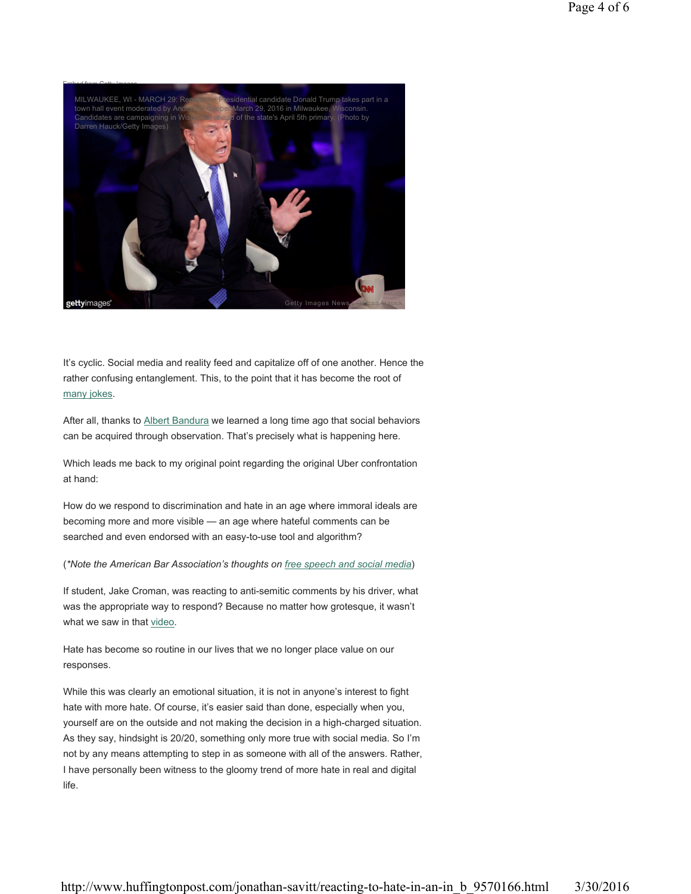Embed from Getty Images

MILWAUKEE, WI - MARCH 29: Republican Presidential candidate Donald Trump takes part in a town hall event moderated by Anderson Cooper March 29, 2016 in Milwaukee, Wisconsin. Candidates are campaigning in Wisconsin ahead of the state's April 5th primary. (Photo by Darren Hauck/Getty Images)

It's cyclic. Social media and reality feed and capitalize off of one another. Hence the rather confusing entanglement. This, to the point that it has become the root of many jokes.

After all, thanks to Albert Bandura we learned a long time ago that social behaviors can be acquired through observation. That's precisely what is happening here.

Which leads me back to my original point regarding the original Uber confrontation at hand:

How do we respond to discrimination and hate in an age where immoral ideals are becoming more and more visible — an age where hateful comments can be searched and even endorsed with an easy-to-use tool and algorithm?

(*Note the American Bar Association's thoughts on free speech and social media*)

If student, Jake Croman, was reacting to anti-semitic comments by his driver, what was the appropriate way to respond? Because no matter how grotesque, it wasn't what we saw in that video.

Hate has become so routine in our lives that we no longer place value on our responses.

While this was clearly an emotional situation, it is not in anyone's interest to fight hate with more hate. Of course, it's easier said than done, especially when you, yourself are on the outside and not making the decision in a high-charged situation. As they say, hindsight is 20/20, something only more true with social media. So I'm not by any means attempting to step in as someone with all of the answers. Rather, I have personally been witness to the gloomy trend of more hate in real and digital life.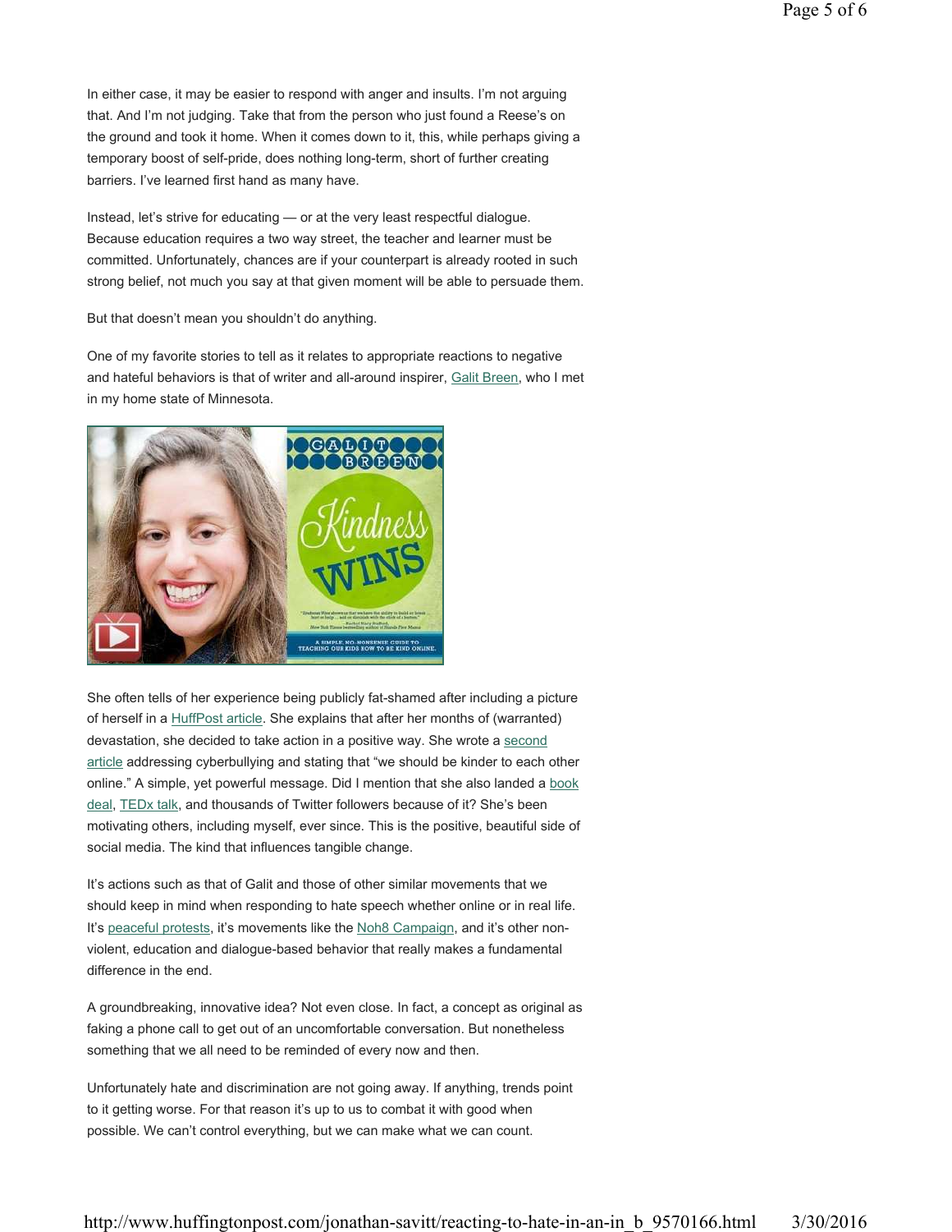In either case, it may be easier to respond with anger and insults. I'm not arguing that. And I'm not judging. Take that from the person who just found a Reese's on the ground and took it home. When it comes down to it, this, while perhaps giving a temporary boost of self-pride, does nothing long-term, short of further creating barriers. I've learned first hand as many have.

Instead, let's strive for educating — or at the very least respectful dialogue. Because education requires a two way street, the teacher and learner must be committed. Unfortunately, chances are if your counterpart is already rooted in such strong belief, not much you say at that given moment will be able to persuade them.

But that doesn't mean you shouldn't do anything.

One of my favorite stories to tell as it relates to appropriate reactions to negative and hateful behaviors is that of writer and all-around inspirer, Galit Breen, who I met in my home state of Minnesota.

She often tells of her experience being publicly fat-shamed after including a picture of herself in a HuffPost article. She explains that after her months of (warranted) devastation, she decided to take action in a positive way. She wrote a second article addressing cyberbullying and stating that "we should be kinder to each other online." A simple, yet powerful message. Did I mention that she also landed a book deal, TEDx talk, and thousands of Twitter followers because of it? She's been motivating others, including myself, ever since. This is the positive, beautiful side of social media. The kind that influences tangible change.

It's actions such as that of Galit and those of other similar movements that we should keep in mind when responding to hate speech whether online or in real life. It's peaceful protests, it's movements like the Noh8 Campaign, and it's other non-violent, education and dialogue-based behavior that really makes a fundamental difference in the end.

A groundbreaking, innovative idea? Not even close. In fact, a concept as original as faking a phone call to get out of an uncomfortable conversation. But nonetheless something that we all need to be reminded of every now and then.

Unfortunately hate and discrimination are not going away. If anything, trends point to it getting worse. For that reason it's up to us to combat it with good when possible. We can't control everything, but we can make what we can count.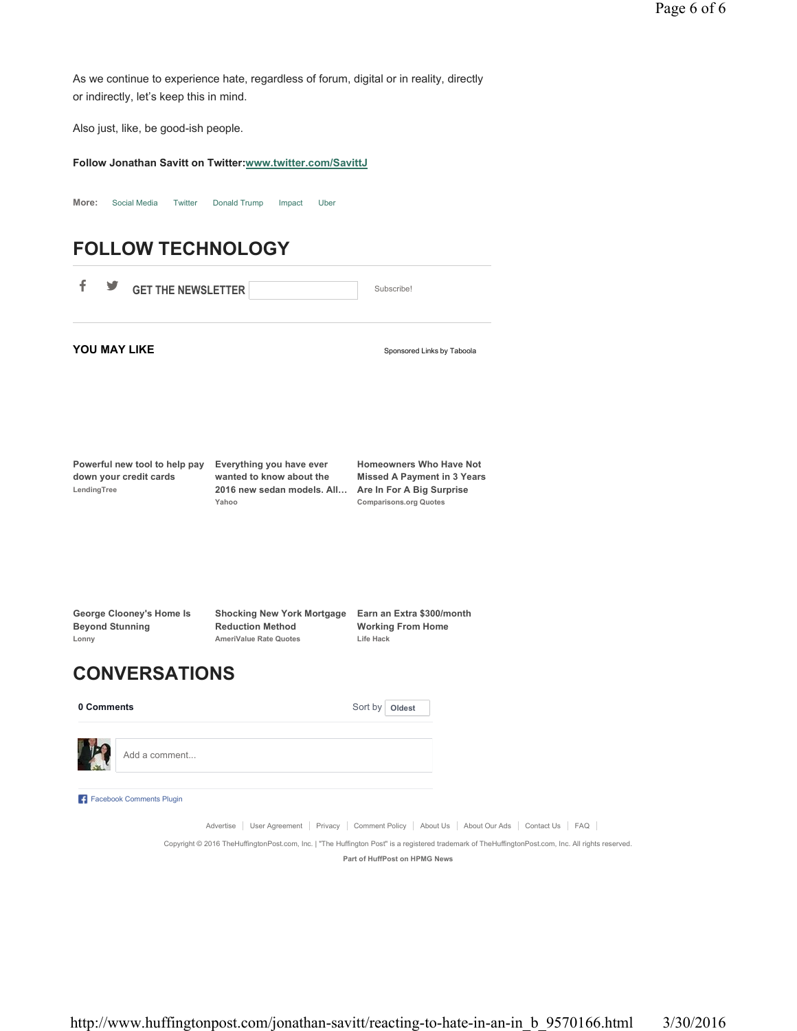As we continue to experience hate, regardless of forum, digital or in reality, directly or indirectly, let's keep this in mind.

Also just, like, be good-ish people.

**Follow Jonathan Savitt on Twitter:www.twitter.com/SavittJ**

**More:** Social Media Twitter Donald Trump Impact Uber

## FOLLOW TECHNOLOGY

GET THE NEWSLETTER Subscribe!

### YOU MAY LIKE

Sponsored Links by Taboola

**Powerful new tool to help pay down your credit cards**
LendingTree

**Everything you have ever wanted to know about the 2016 new sedan models. All...**
Yahoo

**Homeowners Who Have Not Missed A Payment in 3 Years Are In For A Big Surprise**
Comparisons.org Quotes

**George Clooney's Home Is Beyond Stunning**
Lonny

**Shocking New York Mortgage Reduction Method**
AmeriValue Rate Quotes

**Earn an Extra $300/month Working From Home**
Life Hack

## CONVERSATIONS

**0 Comments** Sort by Oldest

Add a comment...

Facebook Comments Plugin

Advertise | User Agreement | Privacy | Comment Policy | About Us | About Our Ads | Contact Us | FAQ

Copyright © 2016 TheHuffingtonPost.com, Inc. | "The Huffington Post" is a registered trademark of TheHuffingtonPost.com, Inc. All rights reserved.

**Part of HuffPost on HPMG News**